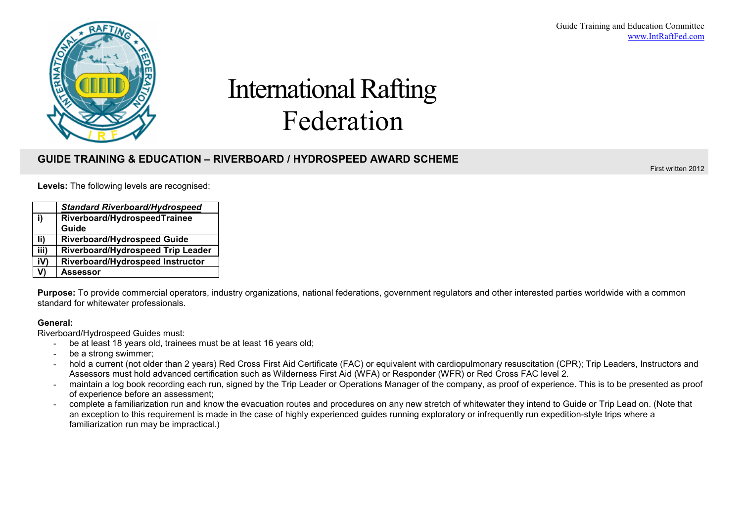Guide Training and Education Committee
www.IntRaftFed.com

# International Rafting Federation

## GUIDE TRAINING & EDUCATION – RIVERBOARD / HYDROSPEED AWARD SCHEME

First written 2012

**Levels:** The following levels are recognised:

| | ***Standard Riverboard/Hydrospeed*** |
|---|---|
| **i)** | **Riverboard/HydrospeedTrainee Guide** |
| **Ii)** | **Riverboard/Hydrospeed Guide** |
| **iii)** | **Riverboard/Hydrospeed Trip Leader** |
| **iV)** | **Riverboard/Hydrospeed Instructor** |
| **V)** | **Assessor** |

**Purpose:** To provide commercial operators, industry organizations, national federations, government regulators and other interested parties worldwide with a common standard for whitewater professionals.

**General:**
Riverboard/Hydrospeed Guides must:

- be at least 18 years old, trainees must be at least 16 years old;
- be a strong swimmer;
- hold a current (not older than 2 years) Red Cross First Aid Certificate (FAC) or equivalent with cardiopulmonary resuscitation (CPR); Trip Leaders, Instructors and Assessors must hold advanced certification such as Wilderness First Aid (WFA) or Responder (WFR) or Red Cross FAC level 2.
- maintain a log book recording each run, signed by the Trip Leader or Operations Manager of the company, as proof of experience. This is to be presented as proof of experience before an assessment;
- complete a familiarization run and know the evacuation routes and procedures on any new stretch of whitewater they intend to Guide or Trip Lead on. (Note that an exception to this requirement is made in the case of highly experienced guides running exploratory or infrequently run expedition-style trips where a familiarization run may be impractical.)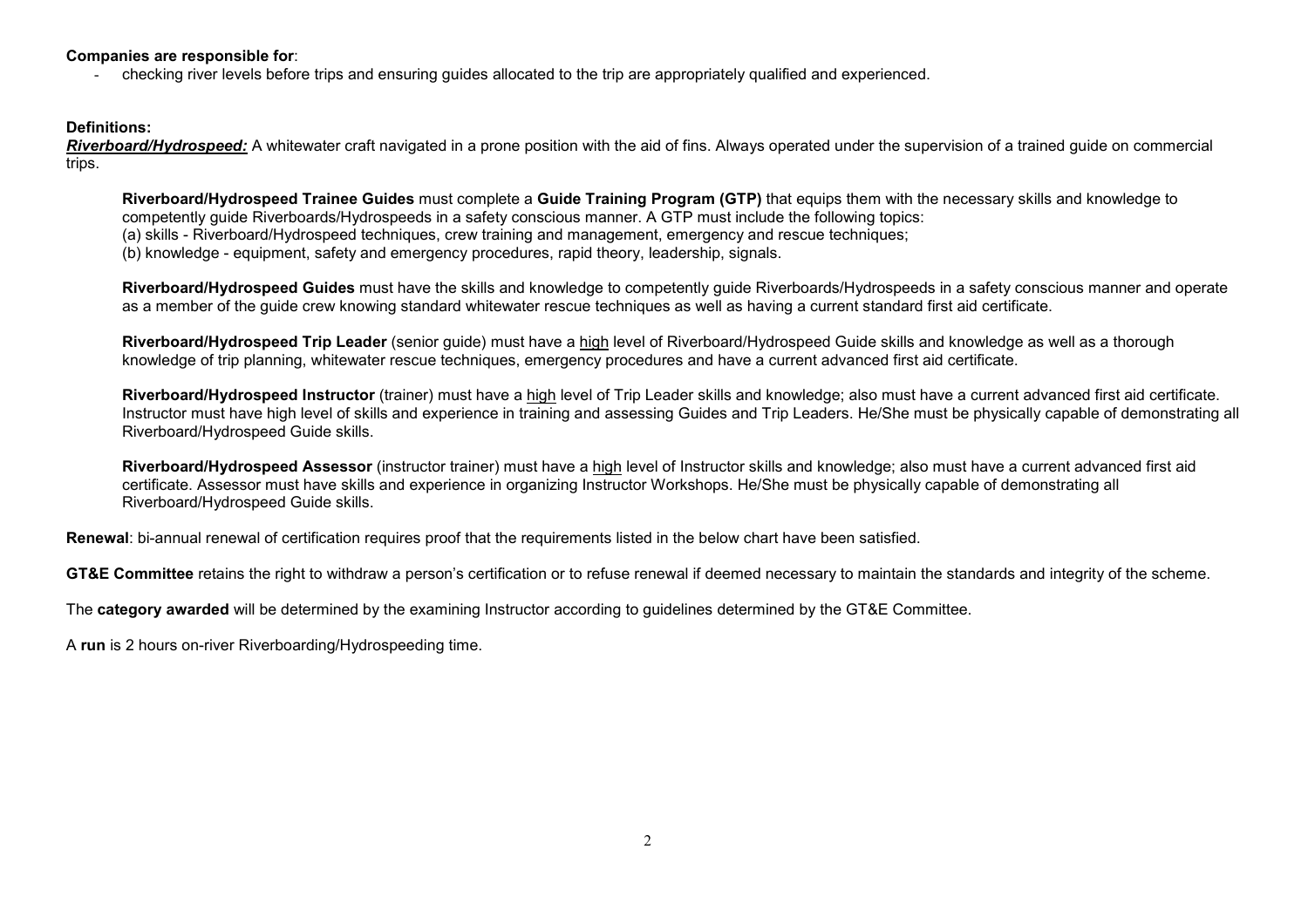**Companies are responsible for**:

- checking river levels before trips and ensuring guides allocated to the trip are appropriately qualified and experienced.

**Definitions:**

***Riverboard/Hydrospeed:*** A whitewater craft navigated in a prone position with the aid of fins. Always operated under the supervision of a trained guide on commercial trips.

**Riverboard/Hydrospeed Trainee Guides** must complete a **Guide Training Program (GTP)** that equips them with the necessary skills and knowledge to competently guide Riverboards/Hydrospeeds in a safety conscious manner. A GTP must include the following topics:
(a) skills - Riverboard/Hydrospeed techniques, crew training and management, emergency and rescue techniques;
(b) knowledge - equipment, safety and emergency procedures, rapid theory, leadership, signals.

**Riverboard/Hydrospeed Guides** must have the skills and knowledge to competently guide Riverboards/Hydrospeeds in a safety conscious manner and operate as a member of the guide crew knowing standard whitewater rescue techniques as well as having a current standard first aid certificate.

**Riverboard/Hydrospeed Trip Leader** (senior guide) must have a high level of Riverboard/Hydrospeed Guide skills and knowledge as well as a thorough knowledge of trip planning, whitewater rescue techniques, emergency procedures and have a current advanced first aid certificate.

**Riverboard/Hydrospeed Instructor** (trainer) must have a high level of Trip Leader skills and knowledge; also must have a current advanced first aid certificate. Instructor must have high level of skills and experience in training and assessing Guides and Trip Leaders. He/She must be physically capable of demonstrating all Riverboard/Hydrospeed Guide skills.

**Riverboard/Hydrospeed Assessor** (instructor trainer) must have a high level of Instructor skills and knowledge; also must have a current advanced first aid certificate. Assessor must have skills and experience in organizing Instructor Workshops. He/She must be physically capable of demonstrating all Riverboard/Hydrospeed Guide skills.

**Renewal**: bi-annual renewal of certification requires proof that the requirements listed in the below chart have been satisfied.

**GT&E Committee** retains the right to withdraw a person's certification or to refuse renewal if deemed necessary to maintain the standards and integrity of the scheme.

The **category awarded** will be determined by the examining Instructor according to guidelines determined by the GT&E Committee.

A **run** is 2 hours on-river Riverboarding/Hydrospeeding time.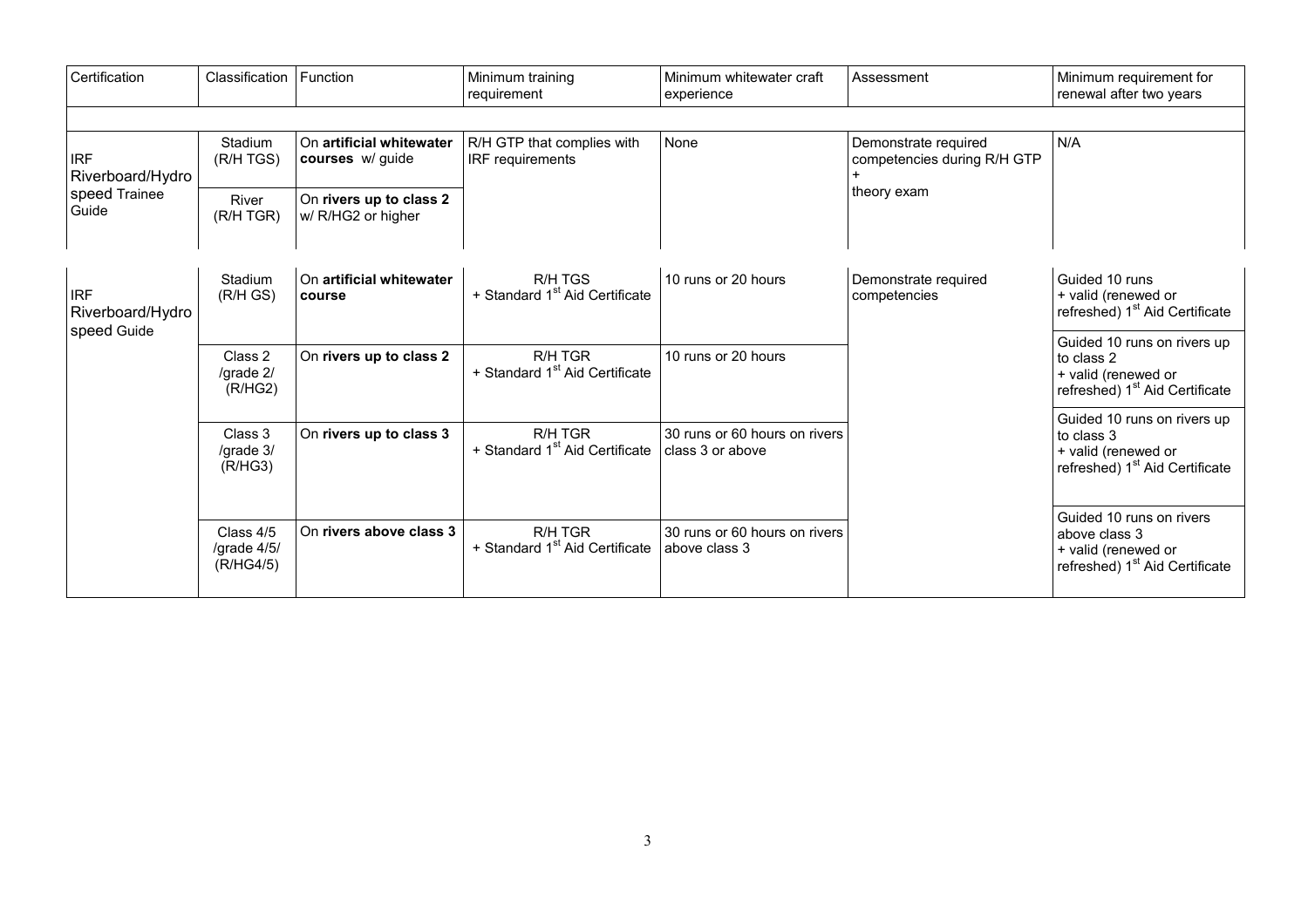| Certification | Classification | Function | Minimum training requirement | Minimum whitewater craft experience | Assessment | Minimum requirement for renewal after two years |
|---|---|---|---|---|---|---|
| | | | | | | |
| IRF Riverboard/Hydro speed Trainee Guide | Stadium (R/H TGS) | On **artificial whitewater courses** w/ guide | R/H GTP that complies with IRF requirements | None | Demonstrate required competencies during R/H GTP + theory exam | N/A |
| | River (R/H TGR) | On **rivers up to class 2** w/ R/HG2 or higher | | | | |
| IRF Riverboard/Hydro speed Guide | Stadium (R/H GS) | On **artificial whitewater course** | R/H TGS + Standard 1st Aid Certificate | 10 runs or 20 hours | Demonstrate required competencies | Guided 10 runs + valid (renewed or refreshed) 1st Aid Certificate |
| | Class 2 /grade 2/ (R/HG2) | On **rivers up to class 2** | R/H TGR + Standard 1st Aid Certificate | 10 runs or 20 hours | | Guided 10 runs on rivers up to class 2 + valid (renewed or refreshed) 1st Aid Certificate |
| | Class 3 /grade 3/ (R/HG3) | On **rivers up to class 3** | R/H TGR + Standard 1st Aid Certificate | 30 runs or 60 hours on rivers class 3 or above | | Guided 10 runs on rivers up to class 3 + valid (renewed or refreshed) 1st Aid Certificate |
| | Class 4/5 /grade 4/5/ (R/HG4/5) | On **rivers above class 3** | R/H TGR + Standard 1st Aid Certificate | 30 runs or 60 hours on rivers above class 3 | | Guided 10 runs on rivers above class 3 + valid (renewed or refreshed) 1st Aid Certificate |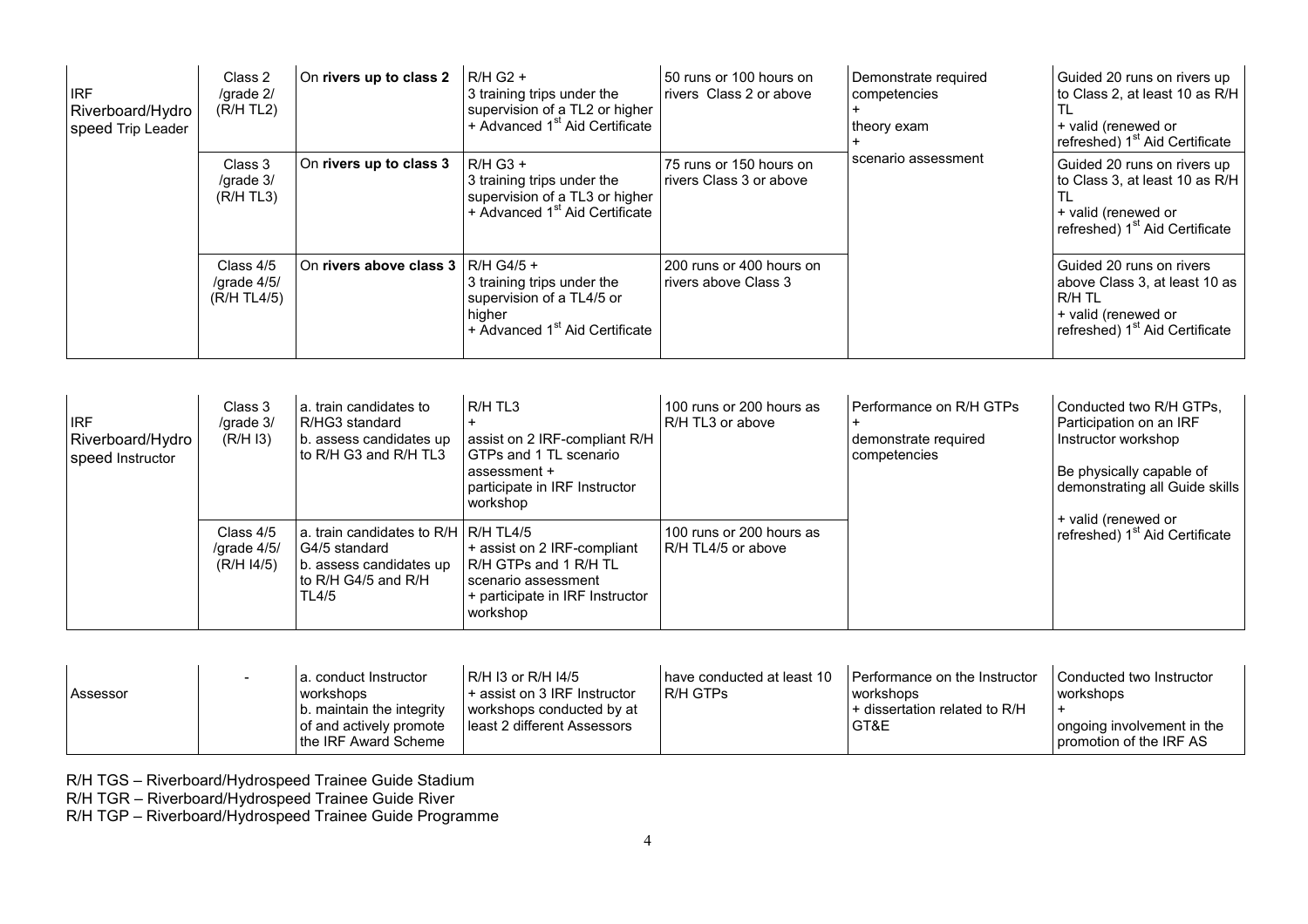| | | | | | | |
|---|---|---|---|---|---|---|
| IRF Riverboard/Hydrospeed Trip Leader | Class 2 /grade 2/ (R/H TL2) | On **rivers up to class 2** | R/H G2 + 3 training trips under the supervision of a TL2 or higher + Advanced 1st Aid Certificate | 50 runs or 100 hours on rivers Class 2 or above | Demonstrate required competencies + theory exam + scenario assessment | Guided 20 runs on rivers up to Class 2, at least 10 as R/H TL + valid (renewed or refreshed) 1st Aid Certificate |
| | Class 3 /grade 3/ (R/H TL3) | On **rivers up to class 3** | R/H G3 + 3 training trips under the supervision of a TL3 or higher + Advanced 1st Aid Certificate | 75 runs or 150 hours on rivers Class 3 or above | | Guided 20 runs on rivers up to Class 3, at least 10 as R/H TL + valid (renewed or refreshed) 1st Aid Certificate |
| | Class 4/5 /grade 4/5/ (R/H TL4/5) | On **rivers above class 3** | R/H G4/5 + 3 training trips under the supervision of a TL4/5 or higher + Advanced 1st Aid Certificate | 200 runs or 400 hours on rivers above Class 3 | | Guided 20 runs on rivers above Class 3, at least 10 as R/H TL + valid (renewed or refreshed) 1st Aid Certificate |

| | | | | | | |
|---|---|---|---|---|---|---|
| IRF Riverboard/Hydrospeed Instructor | Class 3 /grade 3/ (R/H I3) | a. train candidates to R/HG3 standard b. assess candidates up to R/H G3 and R/H TL3 | R/H TL3 + assist on 2 IRF-compliant R/H GTPs and 1 TL scenario assessment + participate in IRF Instructor workshop | 100 runs or 200 hours as R/H TL3 or above | Performance on R/H GTPs + demonstrate required competencies | Conducted two R/H GTPs, Participation on an IRF Instructor workshop<br><br>Be physically capable of demonstrating all Guide skills<br><br>+ valid (renewed or refreshed) 1st Aid Certificate |
| | Class 4/5 /grade 4/5/ (R/H I4/5) | a. train candidates to R/H G4/5 standard b. assess candidates up to R/H G4/5 and R/H TL4/5 | R/H TL4/5 + assist on 2 IRF-compliant R/H GTPs and 1 R/H TL scenario assessment + participate in IRF Instructor workshop | 100 runs or 200 hours as R/H TL4/5 or above | | |

| | | | | | | |
|---|---|---|---|---|---|---|
| Assessor | - | a. conduct Instructor workshops b. maintain the integrity of and actively promote the IRF Award Scheme | R/H I3 or R/H I4/5 + assist on 3 IRF Instructor workshops conducted by at least 2 different Assessors | have conducted at least 10 R/H GTPs | Performance on the Instructor workshops + dissertation related to R/H GT&E | Conducted two Instructor workshops + ongoing involvement in the promotion of the IRF AS |

R/H TGS – Riverboard/Hydrospeed Trainee Guide Stadium
R/H TGR – Riverboard/Hydrospeed Trainee Guide River
R/H TGP – Riverboard/Hydrospeed Trainee Guide Programme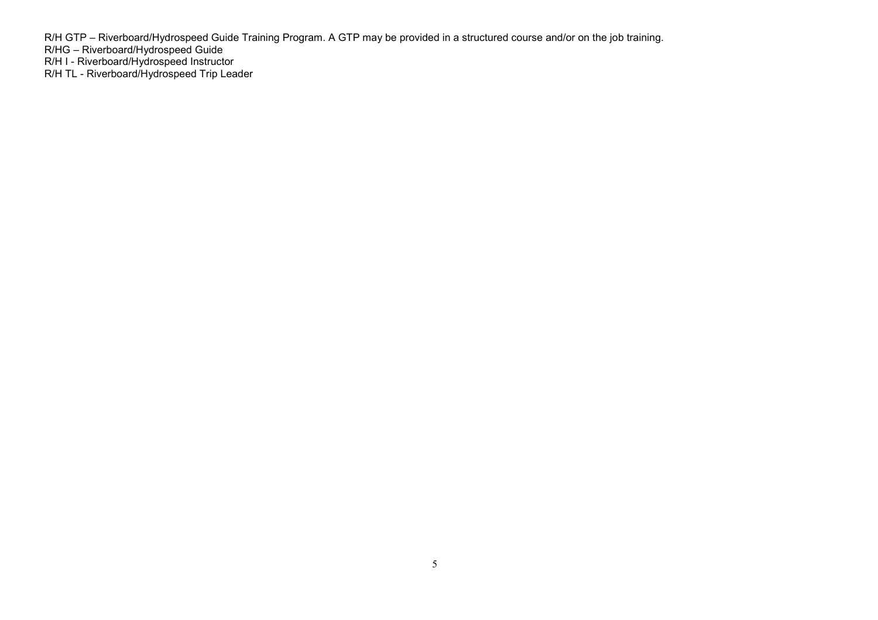R/H GTP – Riverboard/Hydrospeed Guide Training Program. A GTP may be provided in a structured course and/or on the job training.  
R/HG – Riverboard/Hydrospeed Guide  
R/H I - Riverboard/Hydrospeed Instructor  
R/H TL - Riverboard/Hydrospeed Trip Leader